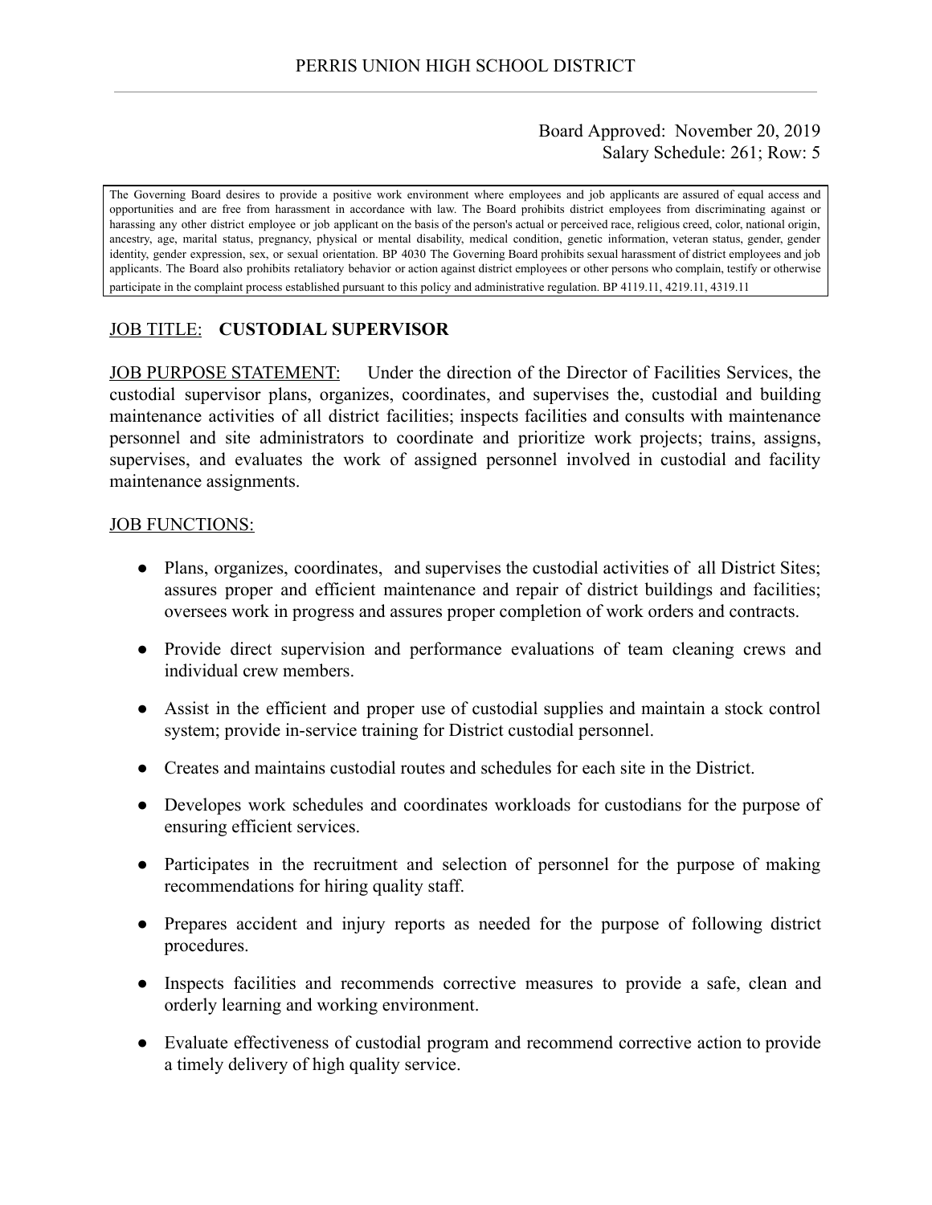# PERRIS UNION HIGH SCHOOL DISTRICT

Board Approved: November 20, 2019
Salary Schedule: 261; Row: 5

The Governing Board desires to provide a positive work environment where employees and job applicants are assured of equal access and opportunities and are free from harassment in accordance with law. The Board prohibits district employees from discriminating against or harassing any other district employee or job applicant on the basis of the person's actual or perceived race, religious creed, color, national origin, ancestry, age, marital status, pregnancy, physical or mental disability, medical condition, genetic information, veteran status, gender, gender identity, gender expression, sex, or sexual orientation. BP 4030 The Governing Board prohibits sexual harassment of district employees and job applicants. The Board also prohibits retaliatory behavior or action against district employees or other persons who complain, testify or otherwise participate in the complaint process established pursuant to this policy and administrative regulation. BP 4119.11, 4219.11, 4319.11

JOB TITLE: **CUSTODIAL SUPERVISOR**

JOB PURPOSE STATEMENT: Under the direction of the Director of Facilities Services, the custodial supervisor plans, organizes, coordinates, and supervises the, custodial and building maintenance activities of all district facilities; inspects facilities and consults with maintenance personnel and site administrators to coordinate and prioritize work projects; trains, assigns, supervises, and evaluates the work of assigned personnel involved in custodial and facility maintenance assignments.

JOB FUNCTIONS:

- Plans, organizes, coordinates, and supervises the custodial activities of all District Sites; assures proper and efficient maintenance and repair of district buildings and facilities; oversees work in progress and assures proper completion of work orders and contracts.
- Provide direct supervision and performance evaluations of team cleaning crews and individual crew members.
- Assist in the efficient and proper use of custodial supplies and maintain a stock control system; provide in-service training for District custodial personnel.
- Creates and maintains custodial routes and schedules for each site in the District.
- Developes work schedules and coordinates workloads for custodians for the purpose of ensuring efficient services.
- Participates in the recruitment and selection of personnel for the purpose of making recommendations for hiring quality staff.
- Prepares accident and injury reports as needed for the purpose of following district procedures.
- Inspects facilities and recommends corrective measures to provide a safe, clean and orderly learning and working environment.
- Evaluate effectiveness of custodial program and recommend corrective action to provide a timely delivery of high quality service.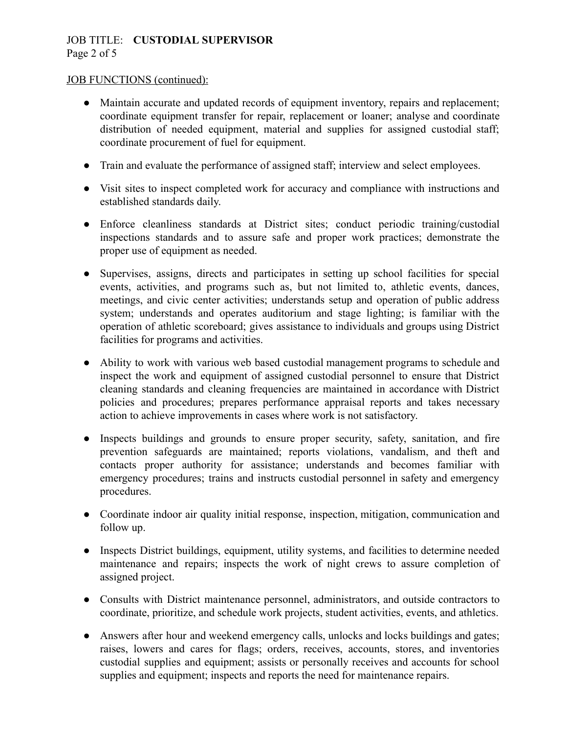JOB FUNCTIONS (continued):

- Maintain accurate and updated records of equipment inventory, repairs and replacement; coordinate equipment transfer for repair, replacement or loaner; analyse and coordinate distribution of needed equipment, material and supplies for assigned custodial staff; coordinate procurement of fuel for equipment.

- Train and evaluate the performance of assigned staff; interview and select employees.

- Visit sites to inspect completed work for accuracy and compliance with instructions and established standards daily.

- Enforce cleanliness standards at District sites; conduct periodic training/custodial inspections standards and to assure safe and proper work practices; demonstrate the proper use of equipment as needed.

- Supervises, assigns, directs and participates in setting up school facilities for special events, activities, and programs such as, but not limited to, athletic events, dances, meetings, and civic center activities; understands setup and operation of public address system; understands and operates auditorium and stage lighting; is familiar with the operation of athletic scoreboard; gives assistance to individuals and groups using District facilities for programs and activities.

- Ability to work with various web based custodial management programs to schedule and inspect the work and equipment of assigned custodial personnel to ensure that District cleaning standards and cleaning frequencies are maintained in accordance with District policies and procedures; prepares performance appraisal reports and takes necessary action to achieve improvements in cases where work is not satisfactory.

- Inspects buildings and grounds to ensure proper security, safety, sanitation, and fire prevention safeguards are maintained; reports violations, vandalism, and theft and contacts proper authority for assistance; understands and becomes familiar with emergency procedures; trains and instructs custodial personnel in safety and emergency procedures.

- Coordinate indoor air quality initial response, inspection, mitigation, communication and follow up.

- Inspects District buildings, equipment, utility systems, and facilities to determine needed maintenance and repairs; inspects the work of night crews to assure completion of assigned project.

- Consults with District maintenance personnel, administrators, and outside contractors to coordinate, prioritize, and schedule work projects, student activities, events, and athletics.

- Answers after hour and weekend emergency calls, unlocks and locks buildings and gates; raises, lowers and cares for flags; orders, receives, accounts, stores, and inventories custodial supplies and equipment; assists or personally receives and accounts for school supplies and equipment; inspects and reports the need for maintenance repairs.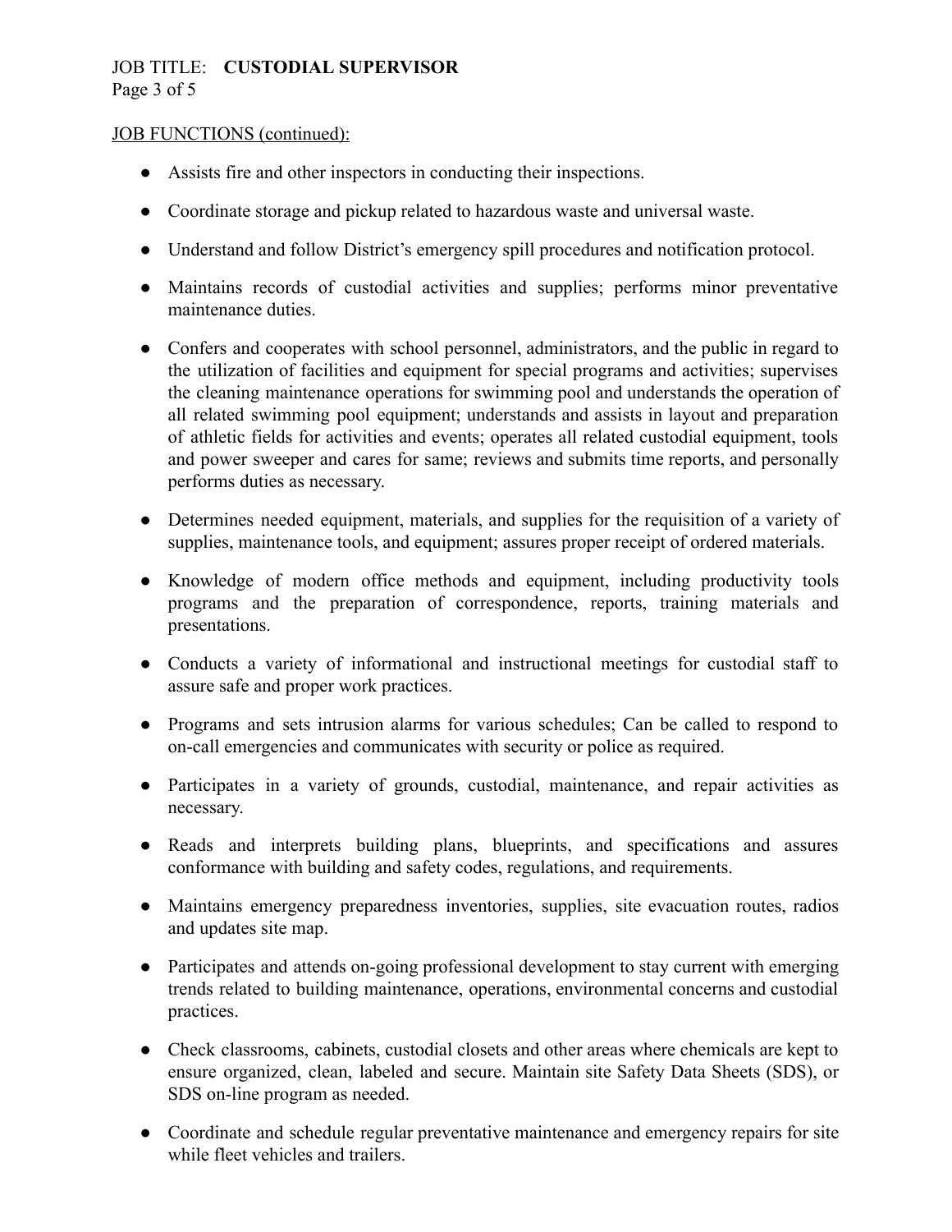JOB FUNCTIONS (continued):

- Assists fire and other inspectors in conducting their inspections.
- Coordinate storage and pickup related to hazardous waste and universal waste.
- Understand and follow District's emergency spill procedures and notification protocol.
- Maintains records of custodial activities and supplies; performs minor preventative maintenance duties.
- Confers and cooperates with school personnel, administrators, and the public in regard to the utilization of facilities and equipment for special programs and activities; supervises the cleaning maintenance operations for swimming pool and understands the operation of all related swimming pool equipment; understands and assists in layout and preparation of athletic fields for activities and events; operates all related custodial equipment, tools and power sweeper and cares for same; reviews and submits time reports, and personally performs duties as necessary.
- Determines needed equipment, materials, and supplies for the requisition of a variety of supplies, maintenance tools, and equipment; assures proper receipt of ordered materials.
- Knowledge of modern office methods and equipment, including productivity tools programs and the preparation of correspondence, reports, training materials and presentations.
- Conducts a variety of informational and instructional meetings for custodial staff to assure safe and proper work practices.
- Programs and sets intrusion alarms for various schedules; Can be called to respond to on-call emergencies and communicates with security or police as required.
- Participates in a variety of grounds, custodial, maintenance, and repair activities as necessary.
- Reads and interprets building plans, blueprints, and specifications and assures conformance with building and safety codes, regulations, and requirements.
- Maintains emergency preparedness inventories, supplies, site evacuation routes, radios and updates site map.
- Participates and attends on-going professional development to stay current with emerging trends related to building maintenance, operations, environmental concerns and custodial practices.
- Check classrooms, cabinets, custodial closets and other areas where chemicals are kept to ensure organized, clean, labeled and secure. Maintain site Safety Data Sheets (SDS), or SDS on-line program as needed.
- Coordinate and schedule regular preventative maintenance and emergency repairs for site while fleet vehicles and trailers.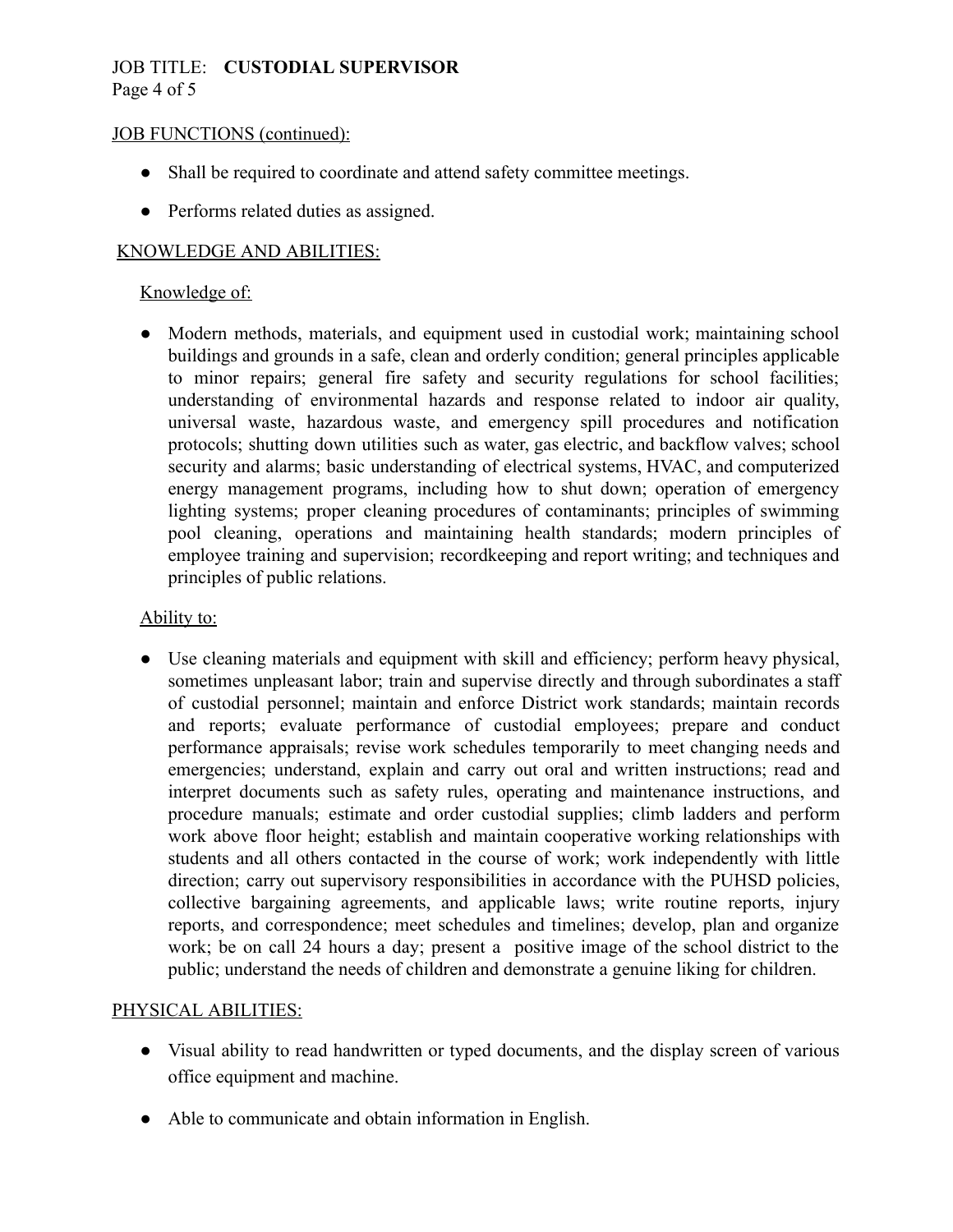JOB FUNCTIONS (continued):

- Shall be required to coordinate and attend safety committee meetings.
- Performs related duties as assigned.

KNOWLEDGE AND ABILITIES:

Knowledge of:

- Modern methods, materials, and equipment used in custodial work; maintaining school buildings and grounds in a safe, clean and orderly condition; general principles applicable to minor repairs; general fire safety and security regulations for school facilities; understanding of environmental hazards and response related to indoor air quality, universal waste, hazardous waste, and emergency spill procedures and notification protocols; shutting down utilities such as water, gas electric, and backflow valves; school security and alarms; basic understanding of electrical systems, HVAC, and computerized energy management programs, including how to shut down; operation of emergency lighting systems; proper cleaning procedures of contaminants; principles of swimming pool cleaning, operations and maintaining health standards; modern principles of employee training and supervision; recordkeeping and report writing; and techniques and principles of public relations.

Ability to:

- Use cleaning materials and equipment with skill and efficiency; perform heavy physical, sometimes unpleasant labor; train and supervise directly and through subordinates a staff of custodial personnel; maintain and enforce District work standards; maintain records and reports; evaluate performance of custodial employees; prepare and conduct performance appraisals; revise work schedules temporarily to meet changing needs and emergencies; understand, explain and carry out oral and written instructions; read and interpret documents such as safety rules, operating and maintenance instructions, and procedure manuals; estimate and order custodial supplies; climb ladders and perform work above floor height; establish and maintain cooperative working relationships with students and all others contacted in the course of work; work independently with little direction; carry out supervisory responsibilities in accordance with the PUHSD policies, collective bargaining agreements, and applicable laws; write routine reports, injury reports, and correspondence; meet schedules and timelines; develop, plan and organize work; be on call 24 hours a day; present a positive image of the school district to the public; understand the needs of children and demonstrate a genuine liking for children.

PHYSICAL ABILITIES:

- Visual ability to read handwritten or typed documents, and the display screen of various office equipment and machine.
- Able to communicate and obtain information in English.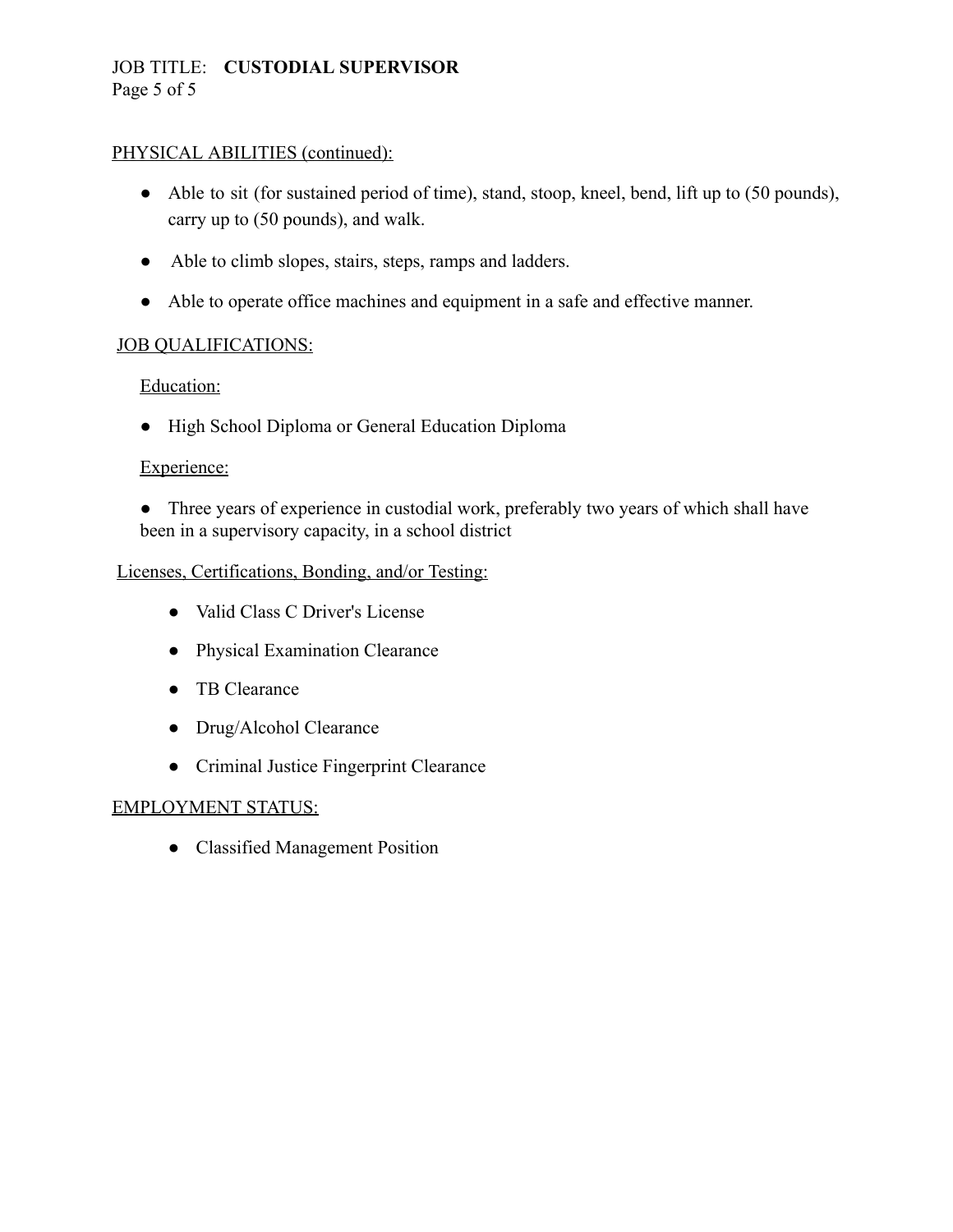PHYSICAL ABILITIES (continued):

- Able to sit (for sustained period of time), stand, stoop, kneel, bend, lift up to (50 pounds), carry up to (50 pounds), and walk.
- Able to climb slopes, stairs, steps, ramps and ladders.
- Able to operate office machines and equipment in a safe and effective manner.

JOB QUALIFICATIONS:

Education:

- High School Diploma or General Education Diploma

Experience:

- Three years of experience in custodial work, preferably two years of which shall have been in a supervisory capacity, in a school district

Licenses, Certifications, Bonding, and/or Testing:

- Valid Class C Driver's License
- Physical Examination Clearance
- TB Clearance
- Drug/Alcohol Clearance
- Criminal Justice Fingerprint Clearance

EMPLOYMENT STATUS:

- Classified Management Position